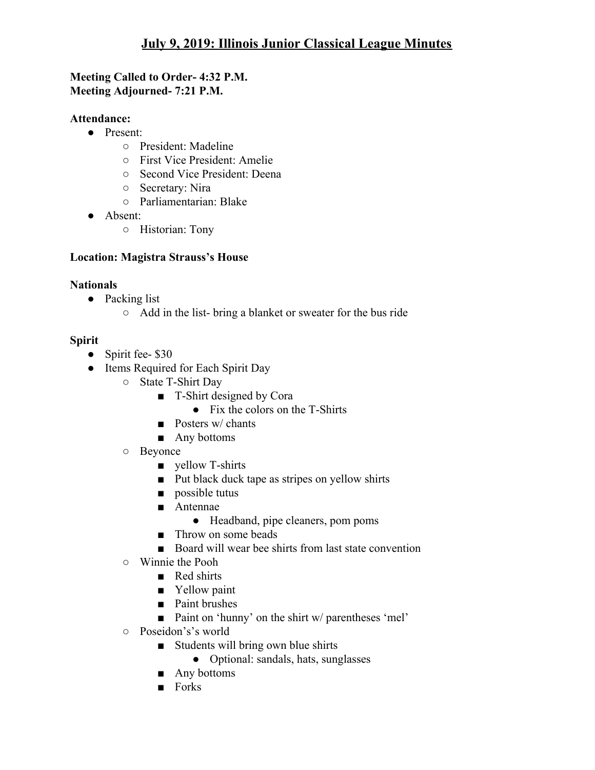# July 9, 2019: Illinois Junior Classical League Minutes

**Meeting Called to Order- 4:32 P.M.**
**Meeting Adjourned- 7:21 P.M.**

**Attendance:**

- Present:
  - President: Madeline
  - First Vice President: Amelie
  - Second Vice President: Deena
  - Secretary: Nira
  - Parliamentarian: Blake
- Absent:
  - Historian: Tony

**Location: Magistra Strauss's House**

**Nationals**

- Packing list
  - Add in the list- bring a blanket or sweater for the bus ride

**Spirit**

- Spirit fee- $30
- Items Required for Each Spirit Day
  - State T-Shirt Day
    - T-Shirt designed by Cora
      - Fix the colors on the T-Shirts
    - Posters w/ chants
    - Any bottoms
  - Beyonce
    - yellow T-shirts
    - Put black duck tape as stripes on yellow shirts
    - possible tutus
    - Antennae
      - Headband, pipe cleaners, pom poms
    - Throw on some beads
    - Board will wear bee shirts from last state convention
  - Winnie the Pooh
    - Red shirts
    - Yellow paint
    - Paint brushes
    - Paint on 'hunny' on the shirt w/ parentheses 'mel'
  - Poseidon's's world
    - Students will bring own blue shirts
      - Optional: sandals, hats, sunglasses
    - Any bottoms
    - Forks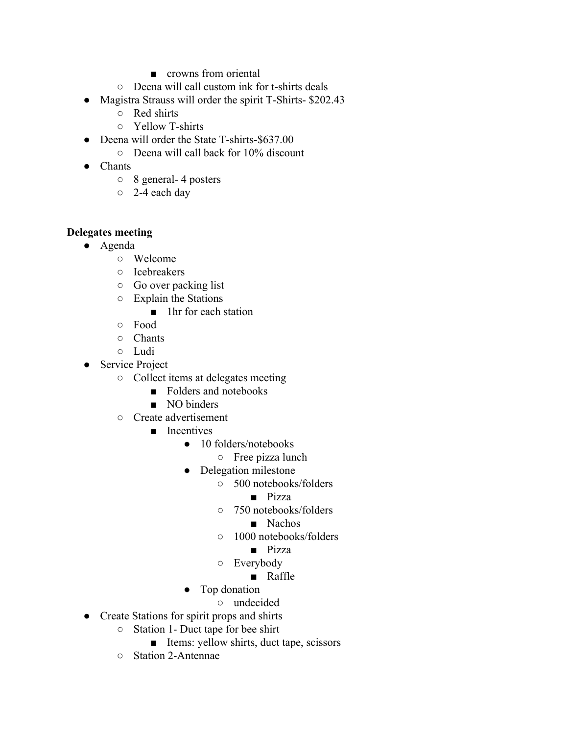- crowns from oriental
    - Deena will call custom ink for t-shirts deals
- Magistra Strauss will order the spirit T-Shirts- $202.43
    - Red shirts
    - Yellow T-shirts
- Deena will order the State T-shirts-$637.00
    - Deena will call back for 10% discount
- Chants
    - 8 general- 4 posters
    - 2-4 each day

**Delegates meeting**

- Agenda
    - Welcome
    - Icebreakers
    - Go over packing list
    - Explain the Stations
        - 1hr for each station
    - Food
    - Chants
    - Ludi
- Service Project
    - Collect items at delegates meeting
        - Folders and notebooks
        - NO binders
    - Create advertisement
        - Incentives
            - 10 folders/notebooks
                - Free pizza lunch
            - Delegation milestone
                - 500 notebooks/folders
                    - Pizza
                - 750 notebooks/folders
                    - Nachos
                - 1000 notebooks/folders
                    - Pizza
                - Everybody
                    - Raffle
            - Top donation
                - undecided
- Create Stations for spirit props and shirts
    - Station 1- Duct tape for bee shirt
        - Items: yellow shirts, duct tape, scissors
    - Station 2-Antennae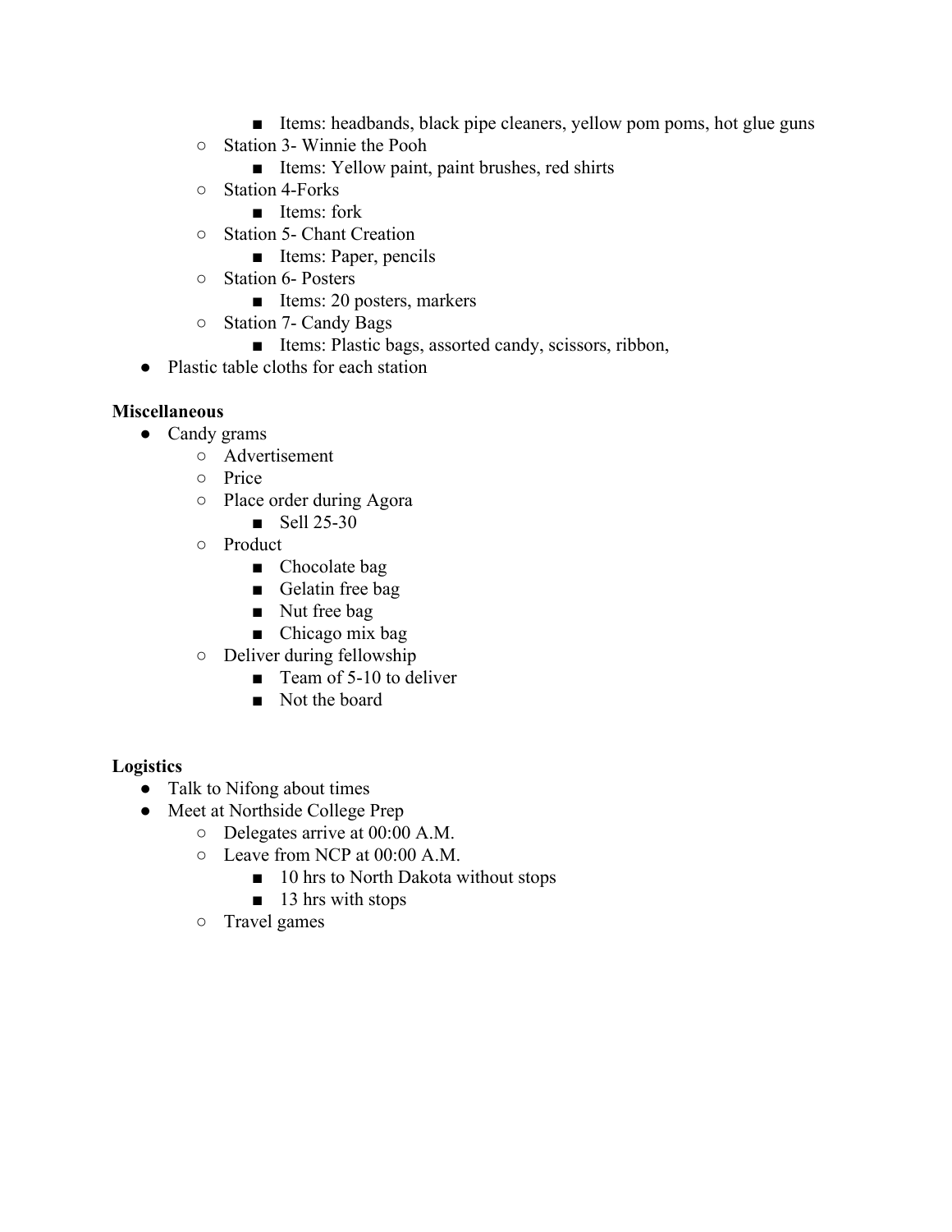- Items: headbands, black pipe cleaners, yellow pom poms, hot glue guns
    - Station 3- Winnie the Pooh
        - Items: Yellow paint, paint brushes, red shirts
    - Station 4-Forks
        - Items: fork
    - Station 5- Chant Creation
        - Items: Paper, pencils
    - Station 6- Posters
        - Items: 20 posters, markers
    - Station 7- Candy Bags
        - Items: Plastic bags, assorted candy, scissors, ribbon,
- Plastic table cloths for each station

**Miscellaneous**

- Candy grams
    - Advertisement
    - Price
    - Place order during Agora
        - Sell 25-30
    - Product
        - Chocolate bag
        - Gelatin free bag
        - Nut free bag
        - Chicago mix bag
    - Deliver during fellowship
        - Team of 5-10 to deliver
        - Not the board

**Logistics**

- Talk to Nifong about times
- Meet at Northside College Prep
    - Delegates arrive at 00:00 A.M.
    - Leave from NCP at 00:00 A.M.
        - 10 hrs to North Dakota without stops
        - 13 hrs with stops
    - Travel games